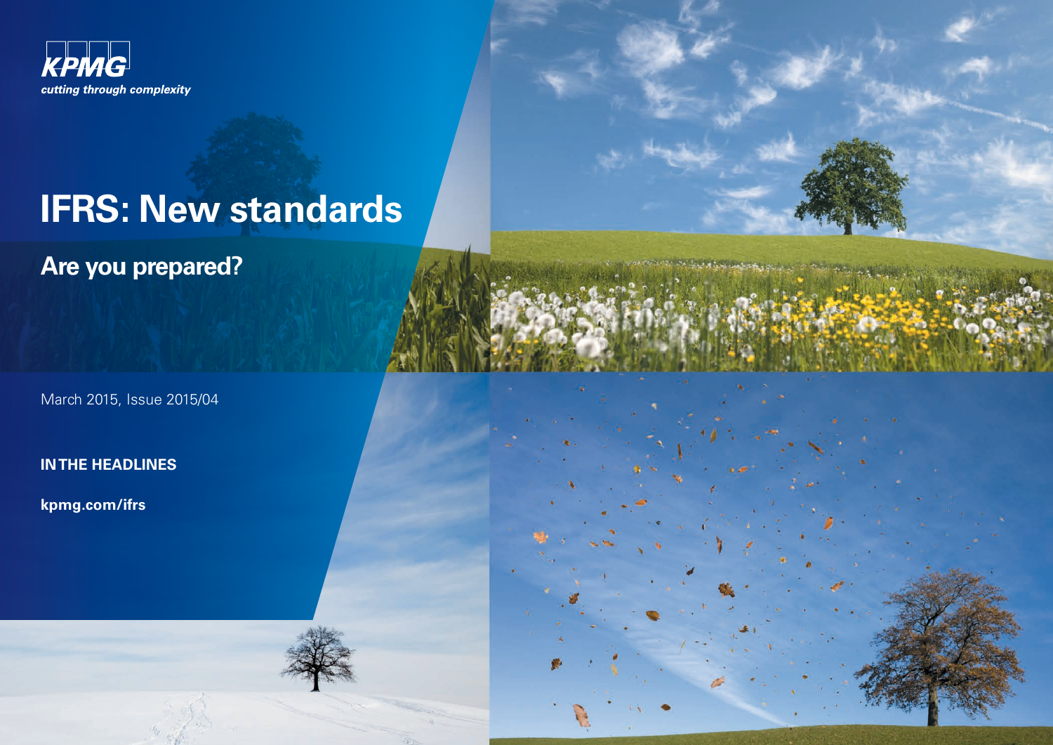KPMG

*cutting through complexity*

# IFRS: New standards

## Are you prepared?

March 2015, Issue 2015/04

**IN THE HEADLINES**

**kpmg.com/ifrs**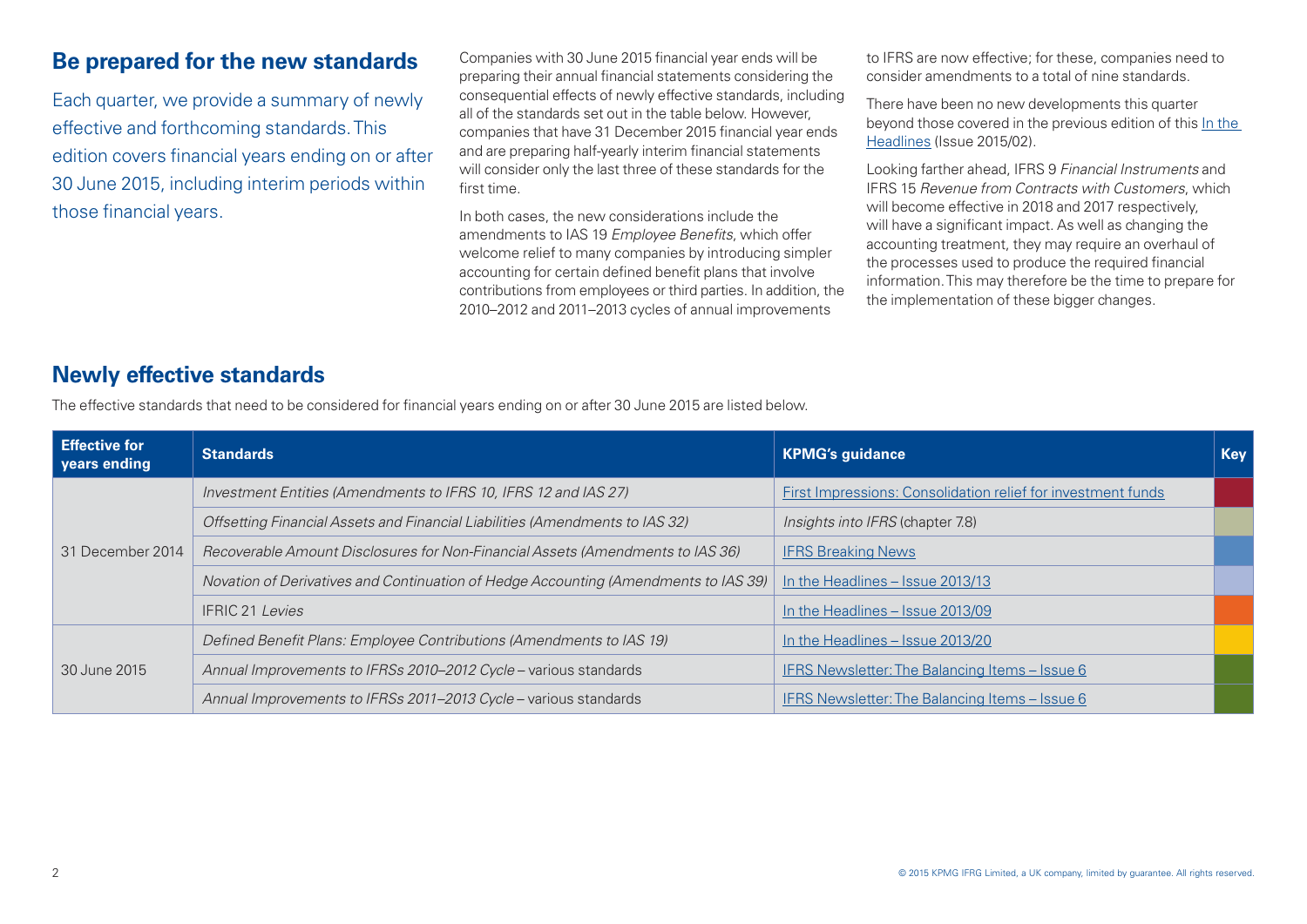## Be prepared for the new standards

Each quarter, we provide a summary of newly effective and forthcoming standards. This edition covers financial years ending on or after 30 June 2015, including interim periods within those financial years.

Companies with 30 June 2015 financial year ends will be preparing their annual financial statements considering the consequential effects of newly effective standards, including all of the standards set out in the table below. However, companies that have 31 December 2015 financial year ends and are preparing half-yearly interim financial statements will consider only the last three of these standards for the first time.

In both cases, the new considerations include the amendments to IAS 19 *Employee Benefits*, which offer welcome relief to many companies by introducing simpler accounting for certain defined benefit plans that involve contributions from employees or third parties. In addition, the 2010–2012 and 2011–2013 cycles of annual improvements to IFRS are now effective; for these, companies need to consider amendments to a total of nine standards.

There have been no new developments this quarter beyond those covered in the previous edition of this In the Headlines (Issue 2015/02).

Looking farther ahead, IFRS 9 *Financial Instruments* and IFRS 15 *Revenue from Contracts with Customers*, which will become effective in 2018 and 2017 respectively, will have a significant impact. As well as changing the accounting treatment, they may require an overhaul of the processes used to produce the required financial information. This may therefore be the time to prepare for the implementation of these bigger changes.

## Newly effective standards

The effective standards that need to be considered for financial years ending on or after 30 June 2015 are listed below.

| Effective for years ending | Standards | KPMG's guidance | Key |
|---|---|---|---|
| 31 December 2014 | *Investment Entities (Amendments to IFRS 10, IFRS 12 and IAS 27)* | First Impressions: Consolidation relief for investment funds | |
| | *Offsetting Financial Assets and Financial Liabilities (Amendments to IAS 32)* | *Insights into IFRS* (chapter 7.8) | |
| | *Recoverable Amount Disclosures for Non-Financial Assets (Amendments to IAS 36)* | IFRS Breaking News | |
| | *Novation of Derivatives and Continuation of Hedge Accounting (Amendments to IAS 39)* | In the Headlines – Issue 2013/13 | |
| | IFRIC 21 *Levies* | In the Headlines – Issue 2013/09 | |
| 30 June 2015 | *Defined Benefit Plans: Employee Contributions (Amendments to IAS 19)* | In the Headlines – Issue 2013/20 | |
| | *Annual Improvements to IFRSs 2010–2012 Cycle* – various standards | IFRS Newsletter: The Balancing Items – Issue 6 | |
| | *Annual Improvements to IFRSs 2011–2013 Cycle* – various standards | IFRS Newsletter: The Balancing Items – Issue 6 | |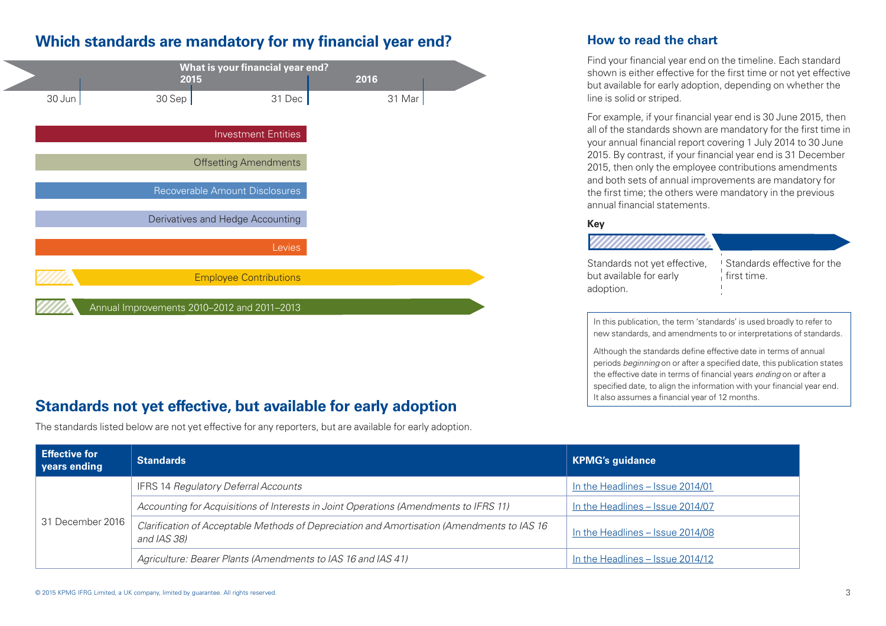## Which standards are mandatory for my financial year end?

What is your financial year end?

2015: 30 Jun | 30 Sep | 31 Dec — 2016: 31 Mar

- Investment Entities
- Offsetting Amendments
- Recoverable Amount Disclosures
- Derivatives and Hedge Accounting
- Levies
- Employee Contributions
- Annual Improvements 2010–2012 and 2011–2013

## How to read the chart

Find your financial year end on the timeline. Each standard shown is either effective for the first time or not yet effective but available for early adoption, depending on whether the line is solid or striped.

For example, if your financial year end is 30 June 2015, then all of the standards shown are mandatory for the first time in your annual financial report covering 1 July 2014 to 30 June 2015. By contrast, if your financial year end is 31 December 2015, then only the employee contributions amendments and both sets of annual improvements are mandatory for the first time; the others were mandatory in the previous annual financial statements.

**Key**

- Striped: Standards not yet effective, but available for early adoption.
- Solid: Standards effective for the first time.

In this publication, the term 'standards' is used broadly to refer to new standards, and amendments to or interpretations of standards.

Although the standards define effective date in terms of annual periods *beginning* on or after a specified date, this publication states the effective date in terms of financial years *ending* on or after a specified date, to align the information with your financial year end. It also assumes a financial year of 12 months.

## Standards not yet effective, but available for early adoption

The standards listed below are not yet effective for any reporters, but are available for early adoption.

| Effective for years ending | Standards | KPMG's guidance |
|---|---|---|
| 31 December 2016 | IFRS 14 *Regulatory Deferral Accounts* | In the Headlines – Issue 2014/01 |
| | *Accounting for Acquisitions of Interests in Joint Operations (Amendments to IFRS 11)* | In the Headlines – Issue 2014/07 |
| | *Clarification of Acceptable Methods of Depreciation and Amortisation (Amendments to IAS 16 and IAS 38)* | In the Headlines – Issue 2014/08 |
| | *Agriculture: Bearer Plants (Amendments to IAS 16 and IAS 41)* | In the Headlines – Issue 2014/12 |

© 2015 KPMG IFRG Limited, a UK company, limited by guarantee. All rights reserved.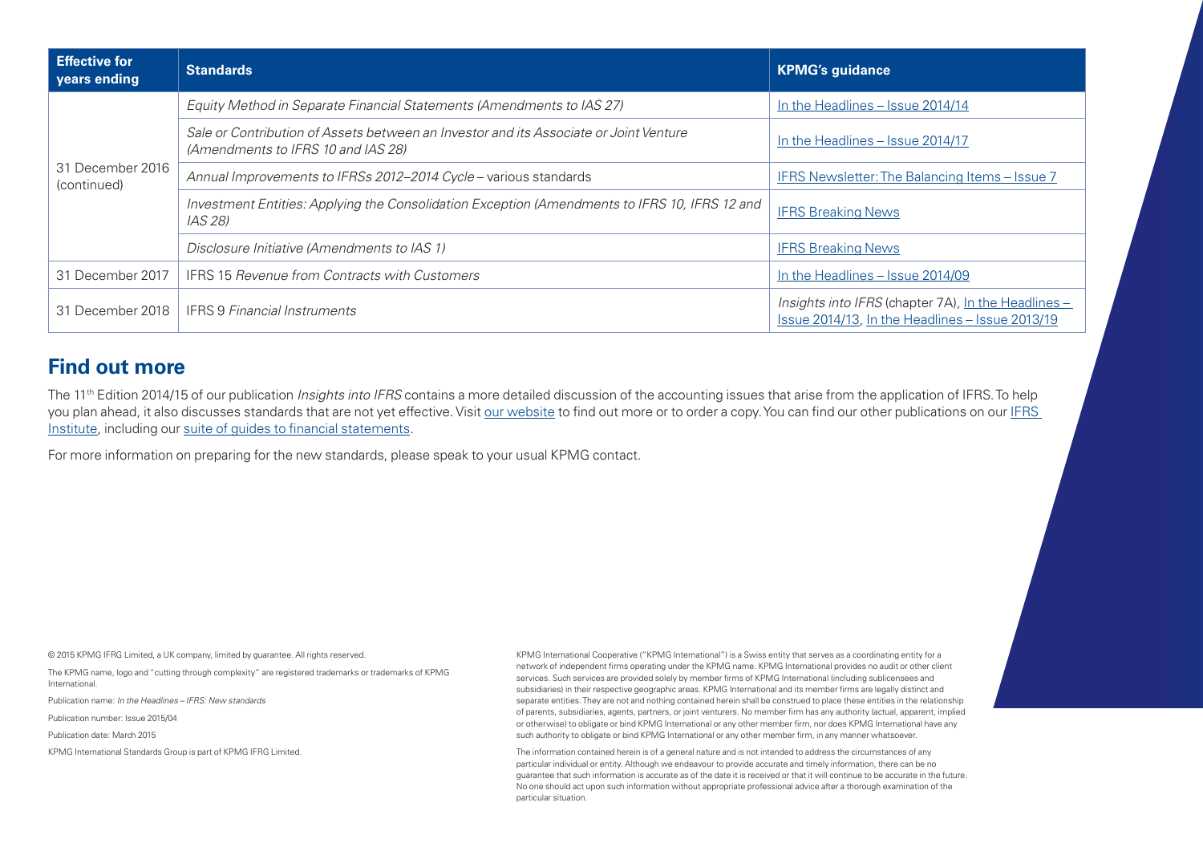| Effective for years ending | Standards | KPMG's guidance |
|---|---|---|
| 31 December 2016 (continued) | *Equity Method in Separate Financial Statements (Amendments to IAS 27)* | In the Headlines – Issue 2014/14 |
| | *Sale or Contribution of Assets between an Investor and its Associate or Joint Venture (Amendments to IFRS 10 and IAS 28)* | In the Headlines – Issue 2014/17 |
| | *Annual Improvements to IFRSs 2012–2014 Cycle* – various standards | IFRS Newsletter: The Balancing Items – Issue 7 |
| | *Investment Entities: Applying the Consolidation Exception (Amendments to IFRS 10, IFRS 12 and IAS 28)* | IFRS Breaking News |
| | *Disclosure Initiative (Amendments to IAS 1)* | IFRS Breaking News |
| 31 December 2017 | IFRS 15 *Revenue from Contracts with Customers* | In the Headlines – Issue 2014/09 |
| 31 December 2018 | IFRS 9 *Financial Instruments* | *Insights into IFRS* (chapter 7A), In the Headlines – Issue 2014/13, In the Headlines – Issue 2013/19 |

## Find out more

The 11th Edition 2014/15 of our publication *Insights into IFRS* contains a more detailed discussion of the accounting issues that arise from the application of IFRS. To help you plan ahead, it also discusses standards that are not yet effective. Visit our website to find out more or to order a copy. You can find our other publications on our IFRS Institute, including our suite of guides to financial statements.

For more information on preparing for the new standards, please speak to your usual KPMG contact.

© 2015 KPMG IFRG Limited, a UK company, limited by guarantee. All rights reserved.

The KPMG name, logo and "cutting through complexity" are registered trademarks or trademarks of KPMG International.

Publication name: *In the Headlines – IFRS: New standards*

Publication number: Issue 2015/04

Publication date: March 2015

KPMG International Standards Group is part of KPMG IFRG Limited.

KPMG International Cooperative ("KPMG International") is a Swiss entity that serves as a coordinating entity for a network of independent firms operating under the KPMG name. KPMG International provides no audit or other client services. Such services are provided solely by member firms of KPMG International (including sublicensees and subsidiaries) in their respective geographic areas. KPMG International and its member firms are legally distinct and separate entities. They are not and nothing contained herein shall be construed to place these entities in the relationship of parents, subsidiaries, agents, partners, or joint venturers. No member firm has any authority (actual, apparent, implied or otherwise) to obligate or bind KPMG International or any other member firm, nor does KPMG International have any such authority to obligate or bind KPMG International or any other member firm, in any manner whatsoever.

The information contained herein is of a general nature and is not intended to address the circumstances of any particular individual or entity. Although we endeavour to provide accurate and timely information, there can be no guarantee that such information is accurate as of the date it is received or that it will continue to be accurate in the future. No one should act upon such information without appropriate professional advice after a thorough examination of the particular situation.